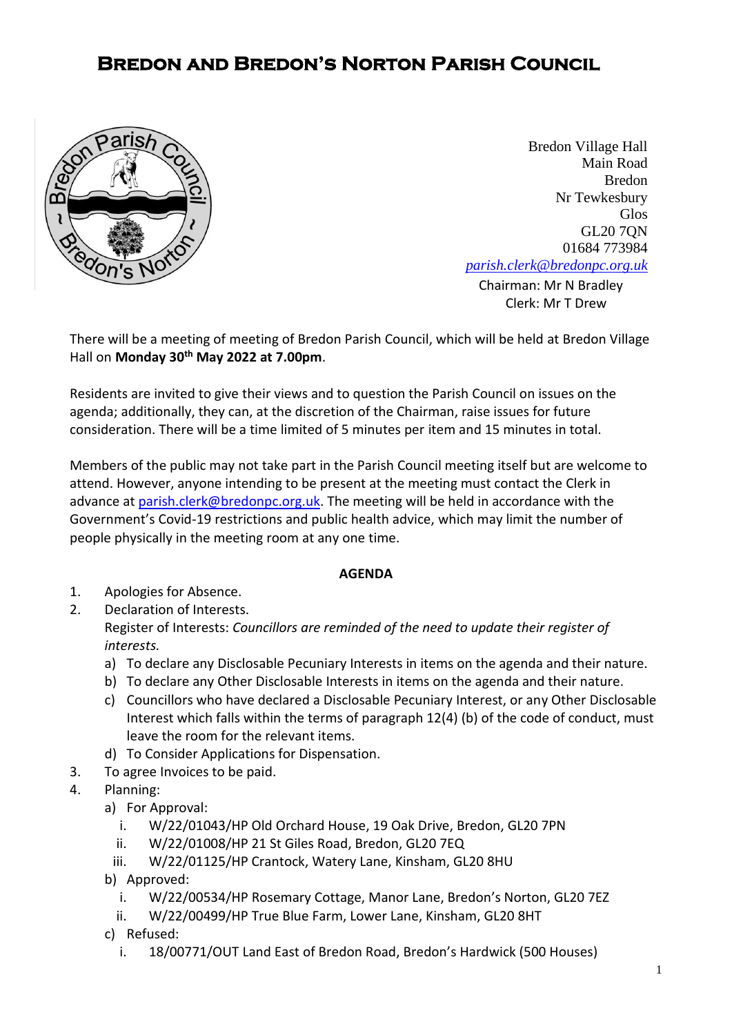# Bredon and Bredon's Norton Parish Council

Bredon Village Hall
Main Road
Bredon
Nr Tewkesbury
Glos
GL20 7QN
01684 773984
*parish.clerk@bredonpc.org.uk*

Chairman: Mr N Bradley
Clerk: Mr T Drew

There will be a meeting of meeting of Bredon Parish Council, which will be held at Bredon Village Hall on **Monday 30th May 2022 at 7.00pm**.

Residents are invited to give their views and to question the Parish Council on issues on the agenda; additionally, they can, at the discretion of the Chairman, raise issues for future consideration. There will be a time limited of 5 minutes per item and 15 minutes in total.

Members of the public may not take part in the Parish Council meeting itself but are welcome to attend. However, anyone intending to be present at the meeting must contact the Clerk in advance at parish.clerk@bredonpc.org.uk. The meeting will be held in accordance with the Government's Covid-19 restrictions and public health advice, which may limit the number of people physically in the meeting room at any one time.

**AGENDA**

1. Apologies for Absence.
2. Declaration of Interests.
   Register of Interests: *Councillors are reminded of the need to update their register of interests.*
   a) To declare any Disclosable Pecuniary Interests in items on the agenda and their nature.
   b) To declare any Other Disclosable Interests in items on the agenda and their nature.
   c) Councillors who have declared a Disclosable Pecuniary Interest, or any Other Disclosable Interest which falls within the terms of paragraph 12(4) (b) of the code of conduct, must leave the room for the relevant items.
   d) To Consider Applications for Dispensation.
3. To agree Invoices to be paid.
4. Planning:
   a) For Approval:
      i. W/22/01043/HP Old Orchard House, 19 Oak Drive, Bredon, GL20 7PN
      ii. W/22/01008/HP 21 St Giles Road, Bredon, GL20 7EQ
      iii. W/22/01125/HP Crantock, Watery Lane, Kinsham, GL20 8HU
   b) Approved:
      i. W/22/00534/HP Rosemary Cottage, Manor Lane, Bredon's Norton, GL20 7EZ
      ii. W/22/00499/HP True Blue Farm, Lower Lane, Kinsham, GL20 8HT
   c) Refused:
      i. 18/00771/OUT Land East of Bredon Road, Bredon's Hardwick (500 Houses)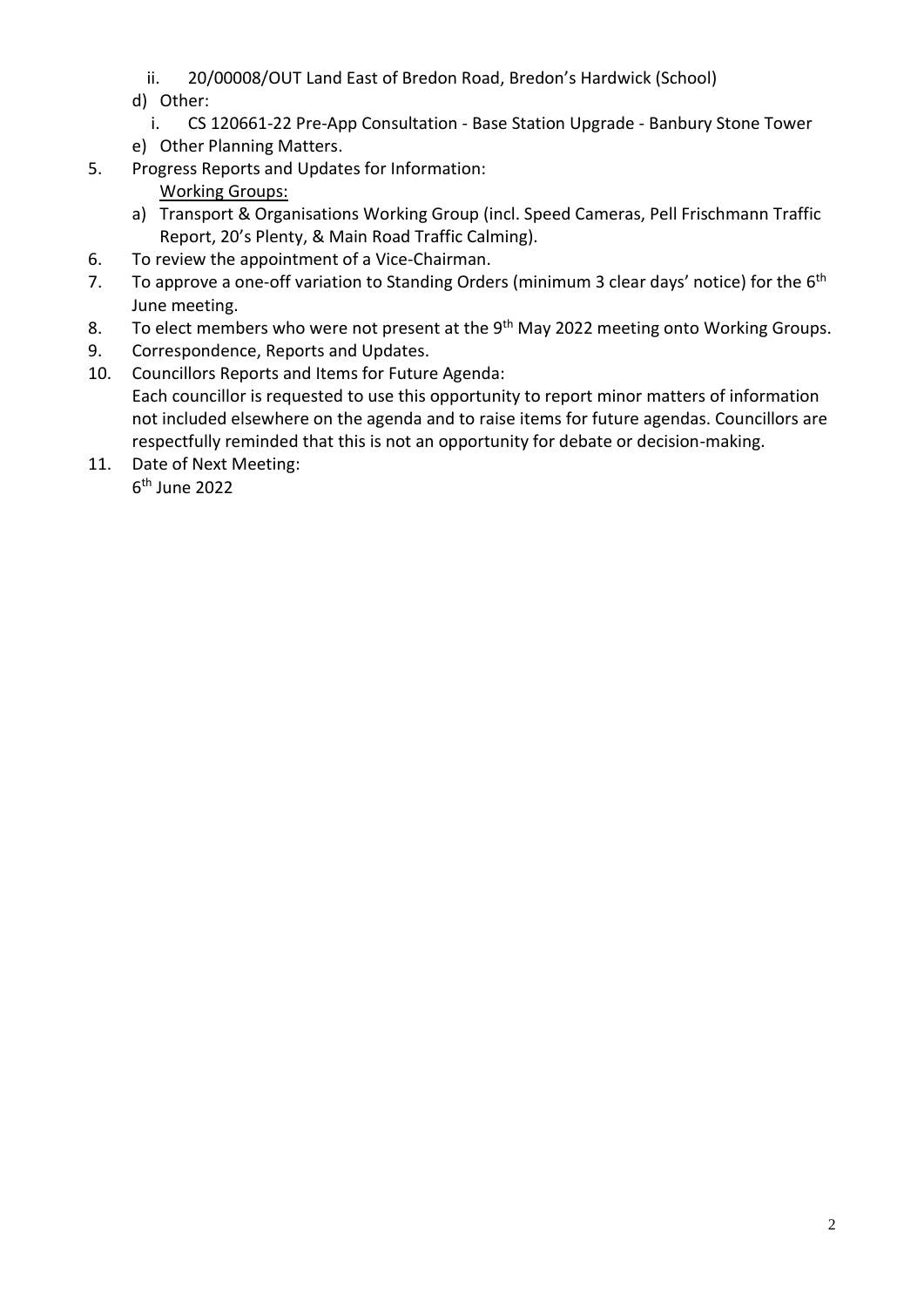ii. 20/00008/OUT Land East of Bredon Road, Bredon's Hardwick (School)

d) Other:

i. CS 120661-22 Pre-App Consultation - Base Station Upgrade - Banbury Stone Tower

e) Other Planning Matters.

5. Progress Reports and Updates for Information:

   <u>Working Groups:</u>

   a) Transport & Organisations Working Group (incl. Speed Cameras, Pell Frischmann Traffic Report, 20's Plenty, & Main Road Traffic Calming).

6. To review the appointment of a Vice-Chairman.
7. To approve a one-off variation to Standing Orders (minimum 3 clear days' notice) for the 6th June meeting.
8. To elect members who were not present at the 9th May 2022 meeting onto Working Groups.
9. Correspondence, Reports and Updates.
10. Councillors Reports and Items for Future Agenda:

    Each councillor is requested to use this opportunity to report minor matters of information not included elsewhere on the agenda and to raise items for future agendas. Councillors are respectfully reminded that this is not an opportunity for debate or decision-making.

11. Date of Next Meeting:

    6th June 2022